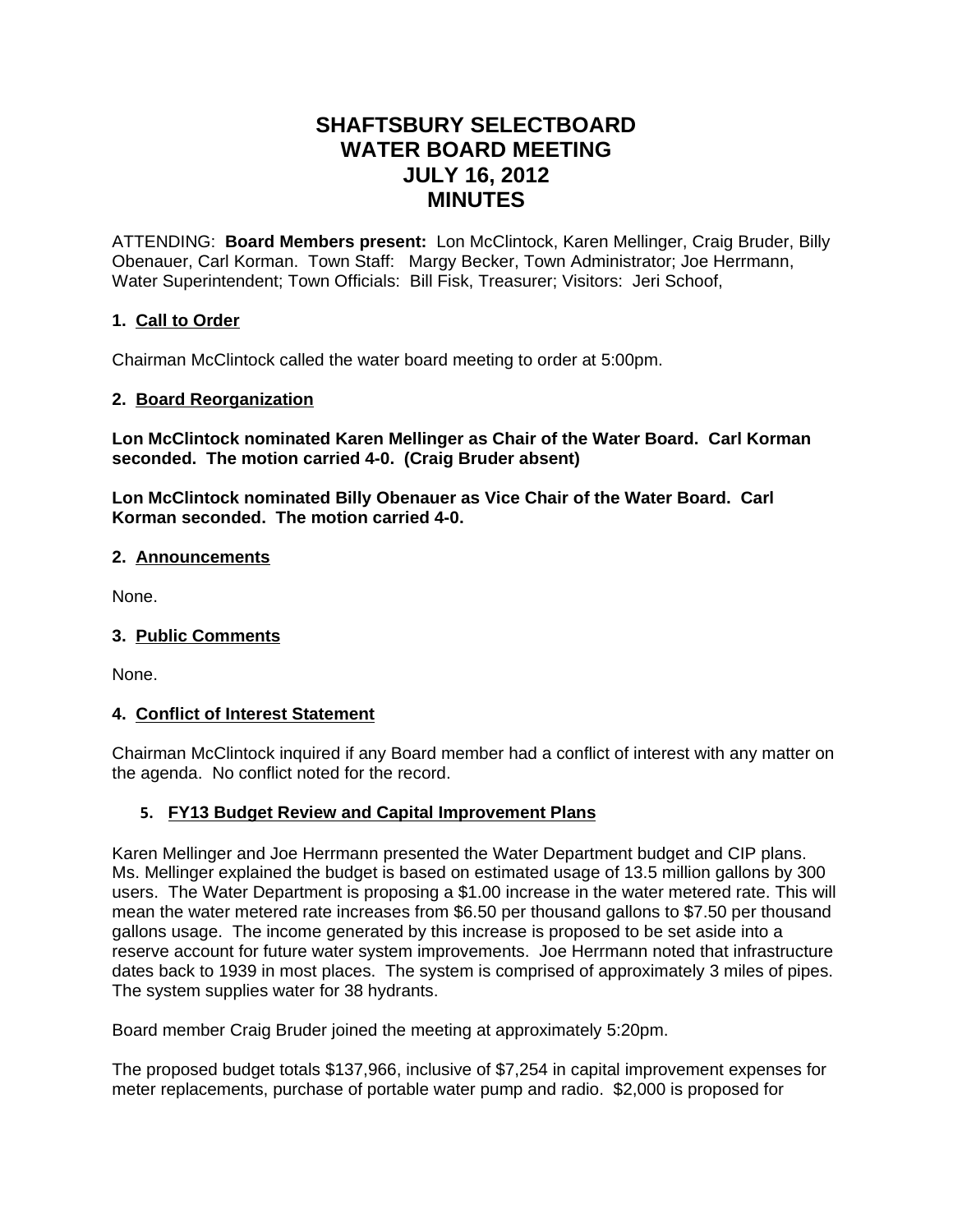# SHAFTSBURY SELECTBOARD
# WATER BOARD MEETING
# JULY 16, 2012
# MINUTES

ATTENDING: **Board Members present:** Lon McClintock, Karen Mellinger, Craig Bruder, Billy Obenauer, Carl Korman. Town Staff: Margy Becker, Town Administrator; Joe Herrmann, Water Superintendent; Town Officials: Bill Fisk, Treasurer; Visitors: Jeri Schoof,

### 1. Call to Order

Chairman McClintock called the water board meeting to order at 5:00pm.

### 2. Board Reorganization

**Lon McClintock nominated Karen Mellinger as Chair of the Water Board. Carl Korman seconded. The motion carried 4-0. (Craig Bruder absent)**

**Lon McClintock nominated Billy Obenauer as Vice Chair of the Water Board. Carl Korman seconded. The motion carried 4-0.**

### 2. Announcements

None.

### 3. Public Comments

None.

### 4. Conflict of Interest Statement

Chairman McClintock inquired if any Board member had a conflict of interest with any matter on the agenda. No conflict noted for the record.

### 5. FY13 Budget Review and Capital Improvement Plans

Karen Mellinger and Joe Herrmann presented the Water Department budget and CIP plans. Ms. Mellinger explained the budget is based on estimated usage of 13.5 million gallons by 300 users. The Water Department is proposing a $1.00 increase in the water metered rate. This will mean the water metered rate increases from $6.50 per thousand gallons to $7.50 per thousand gallons usage. The income generated by this increase is proposed to be set aside into a reserve account for future water system improvements. Joe Herrmann noted that infrastructure dates back to 1939 in most places. The system is comprised of approximately 3 miles of pipes. The system supplies water for 38 hydrants.

Board member Craig Bruder joined the meeting at approximately 5:20pm.

The proposed budget totals $137,966, inclusive of $7,254 in capital improvement expenses for meter replacements, purchase of portable water pump and radio. $2,000 is proposed for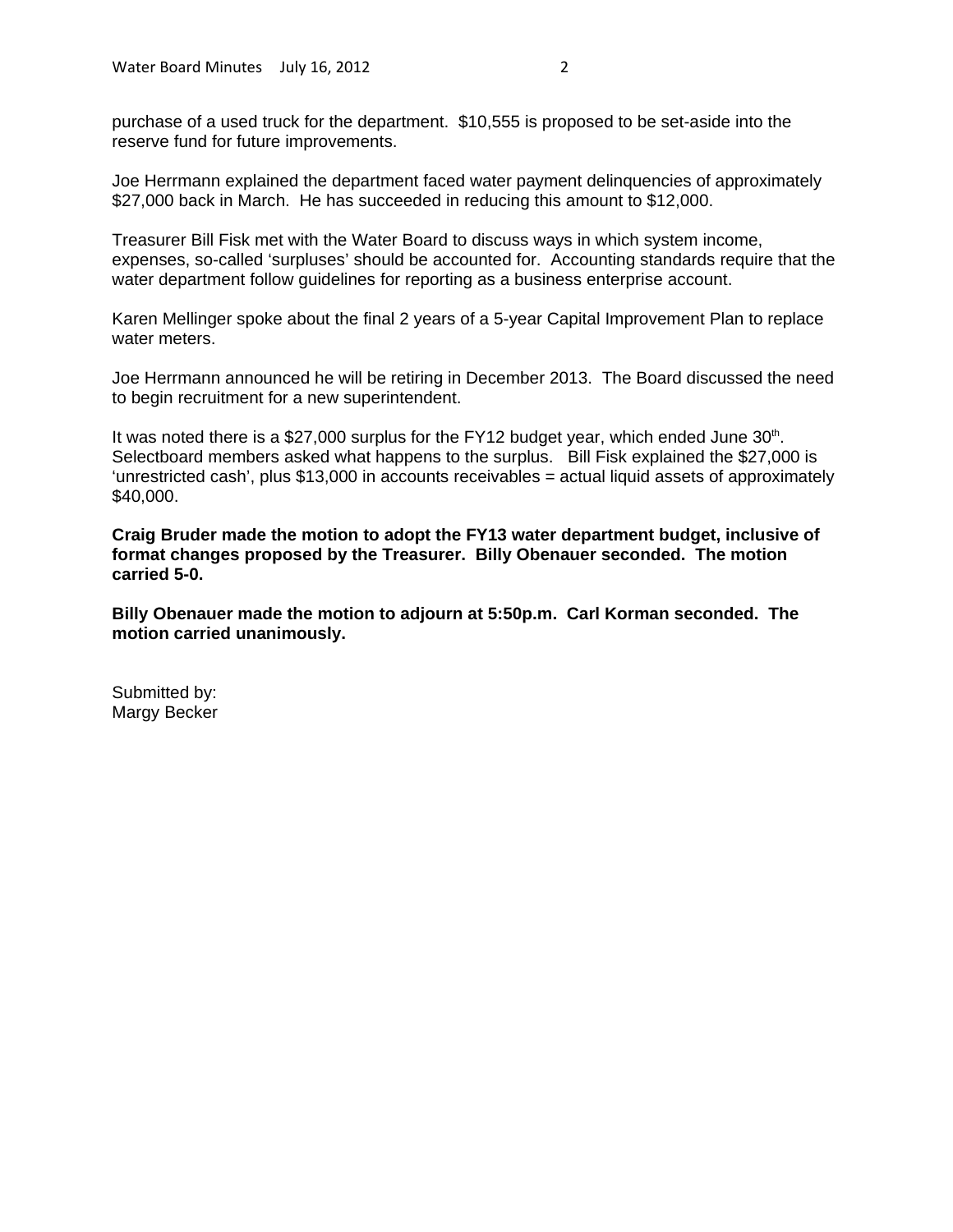purchase of a used truck for the department. $10,555 is proposed to be set-aside into the reserve fund for future improvements.

Joe Herrmann explained the department faced water payment delinquencies of approximately $27,000 back in March. He has succeeded in reducing this amount to $12,000.

Treasurer Bill Fisk met with the Water Board to discuss ways in which system income, expenses, so-called 'surpluses' should be accounted for. Accounting standards require that the water department follow guidelines for reporting as a business enterprise account.

Karen Mellinger spoke about the final 2 years of a 5-year Capital Improvement Plan to replace water meters.

Joe Herrmann announced he will be retiring in December 2013. The Board discussed the need to begin recruitment for a new superintendent.

It was noted there is a $27,000 surplus for the FY12 budget year, which ended June 30th. Selectboard members asked what happens to the surplus. Bill Fisk explained the $27,000 is 'unrestricted cash', plus $13,000 in accounts receivables = actual liquid assets of approximately $40,000.

**Craig Bruder made the motion to adopt the FY13 water department budget, inclusive of format changes proposed by the Treasurer. Billy Obenauer seconded. The motion carried 5-0.**

**Billy Obenauer made the motion to adjourn at 5:50p.m. Carl Korman seconded. The motion carried unanimously.**

Submitted by:
Margy Becker